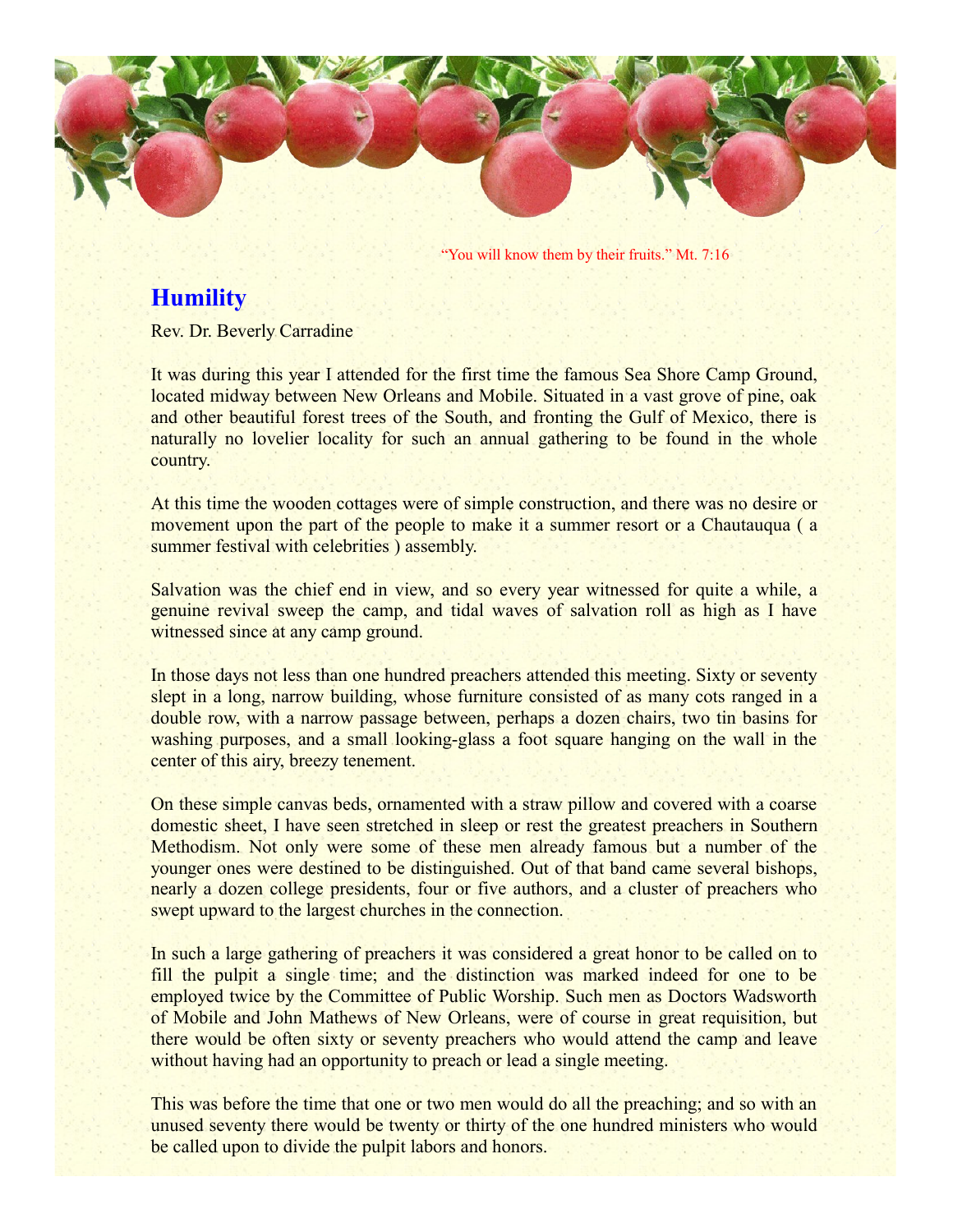"You will know them by their fruits." Mt. 7:16

## Humility

Rev. Dr. Beverly Carradine

It was during this year I attended for the first time the famous Sea Shore Camp Ground, located midway between New Orleans and Mobile. Situated in a vast grove of pine, oak and other beautiful forest trees of the South, and fronting the Gulf of Mexico, there is naturally no lovelier locality for such an annual gathering to be found in the whole country.

At this time the wooden cottages were of simple construction, and there was no desire or movement upon the part of the people to make it a summer resort or a Chautauqua ( a summer festival with celebrities ) assembly.

Salvation was the chief end in view, and so every year witnessed for quite a while, a genuine revival sweep the camp, and tidal waves of salvation roll as high as I have witnessed since at any camp ground.

In those days not less than one hundred preachers attended this meeting. Sixty or seventy slept in a long, narrow building, whose furniture consisted of as many cots ranged in a double row, with a narrow passage between, perhaps a dozen chairs, two tin basins for washing purposes, and a small looking-glass a foot square hanging on the wall in the center of this airy, breezy tenement.

On these simple canvas beds, ornamented with a straw pillow and covered with a coarse domestic sheet, I have seen stretched in sleep or rest the greatest preachers in Southern Methodism. Not only were some of these men already famous but a number of the younger ones were destined to be distinguished. Out of that band came several bishops, nearly a dozen college presidents, four or five authors, and a cluster of preachers who swept upward to the largest churches in the connection.

In such a large gathering of preachers it was considered a great honor to be called on to fill the pulpit a single time; and the distinction was marked indeed for one to be employed twice by the Committee of Public Worship. Such men as Doctors Wadsworth of Mobile and John Mathews of New Orleans, were of course in great requisition, but there would be often sixty or seventy preachers who would attend the camp and leave without having had an opportunity to preach or lead a single meeting.

This was before the time that one or two men would do all the preaching; and so with an unused seventy there would be twenty or thirty of the one hundred ministers who would be called upon to divide the pulpit labors and honors.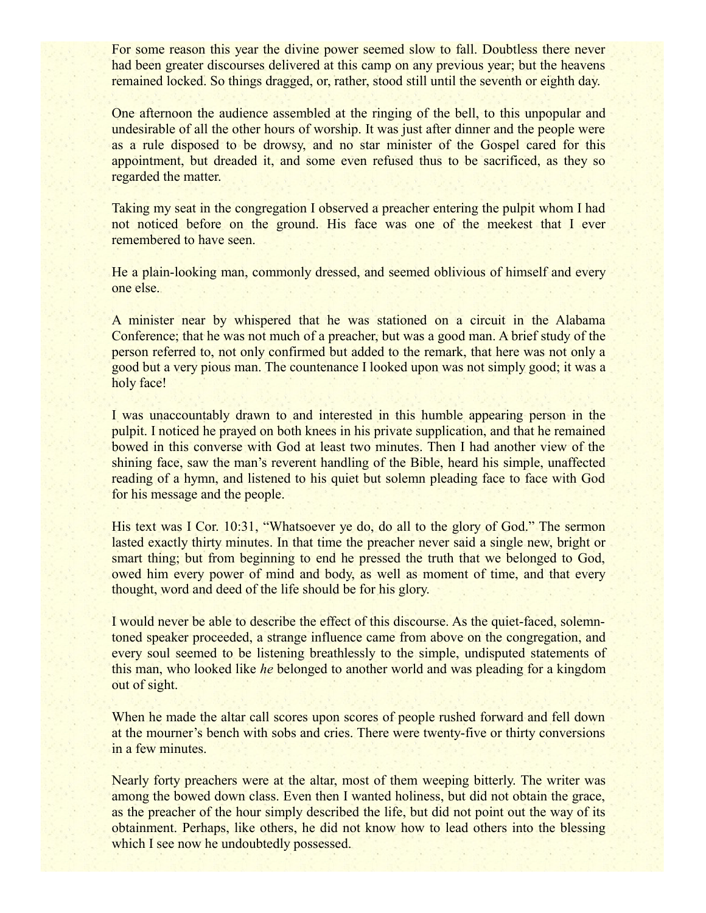For some reason this year the divine power seemed slow to fall. Doubtless there never had been greater discourses delivered at this camp on any previous year; but the heavens remained locked. So things dragged, or, rather, stood still until the seventh or eighth day.

One afternoon the audience assembled at the ringing of the bell, to this unpopular and undesirable of all the other hours of worship. It was just after dinner and the people were as a rule disposed to be drowsy, and no star minister of the Gospel cared for this appointment, but dreaded it, and some even refused thus to be sacrificed, as they so regarded the matter.

Taking my seat in the congregation I observed a preacher entering the pulpit whom I had not noticed before on the ground. His face was one of the meekest that I ever remembered to have seen.

He a plain-looking man, commonly dressed, and seemed oblivious of himself and every one else.

A minister near by whispered that he was stationed on a circuit in the Alabama Conference; that he was not much of a preacher, but was a good man. A brief study of the person referred to, not only confirmed but added to the remark, that here was not only a good but a very pious man. The countenance I looked upon was not simply good; it was a holy face!

I was unaccountably drawn to and interested in this humble appearing person in the pulpit. I noticed he prayed on both knees in his private supplication, and that he remained bowed in this converse with God at least two minutes. Then I had another view of the shining face, saw the man's reverent handling of the Bible, heard his simple, unaffected reading of a hymn, and listened to his quiet but solemn pleading face to face with God for his message and the people.

His text was I Cor. 10:31, "Whatsoever ye do, do all to the glory of God." The sermon lasted exactly thirty minutes. In that time the preacher never said a single new, bright or smart thing; but from beginning to end he pressed the truth that we belonged to God, owed him every power of mind and body, as well as moment of time, and that every thought, word and deed of the life should be for his glory.

I would never be able to describe the effect of this discourse. As the quiet-faced, solemn-toned speaker proceeded, a strange influence came from above on the congregation, and every soul seemed to be listening breathlessly to the simple, undisputed statements of this man, who looked like *he* belonged to another world and was pleading for a kingdom out of sight.

When he made the altar call scores upon scores of people rushed forward and fell down at the mourner's bench with sobs and cries. There were twenty-five or thirty conversions in a few minutes.

Nearly forty preachers were at the altar, most of them weeping bitterly. The writer was among the bowed down class. Even then I wanted holiness, but did not obtain the grace, as the preacher of the hour simply described the life, but did not point out the way of its obtainment. Perhaps, like others, he did not know how to lead others into the blessing which I see now he undoubtedly possessed.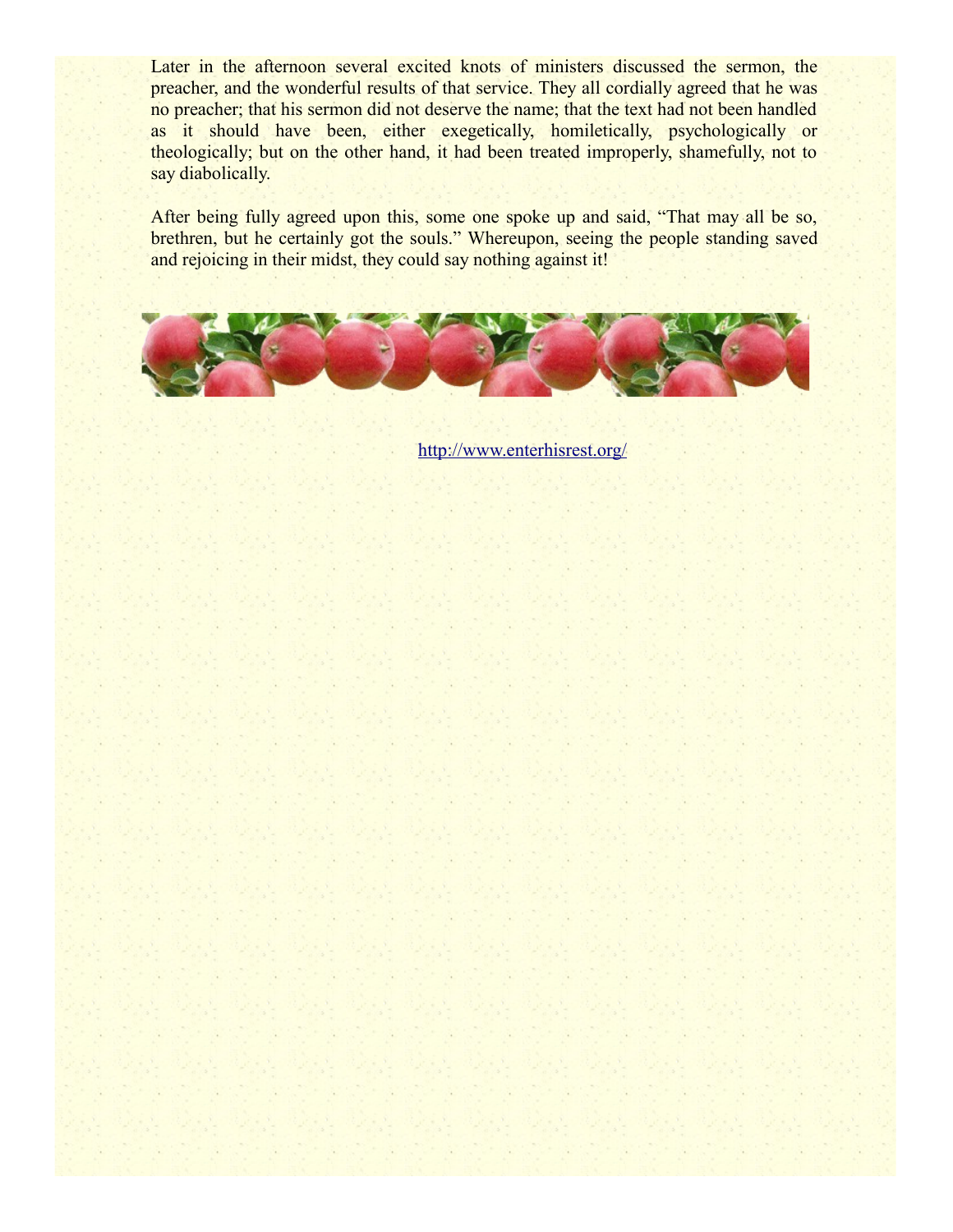Later in the afternoon several excited knots of ministers discussed the sermon, the preacher, and the wonderful results of that service. They all cordially agreed that he was no preacher; that his sermon did not deserve the name; that the text had not been handled as it should have been, either exegetically, homiletically, psychologically or theologically; but on the other hand, it had been treated improperly, shamefully, not to say diabolically.

After being fully agreed upon this, some one spoke up and said, "That may all be so, brethren, but he certainly got the souls." Whereupon, seeing the people standing saved and rejoicing in their midst, they could say nothing against it!

http://www.enterhisrest.org/